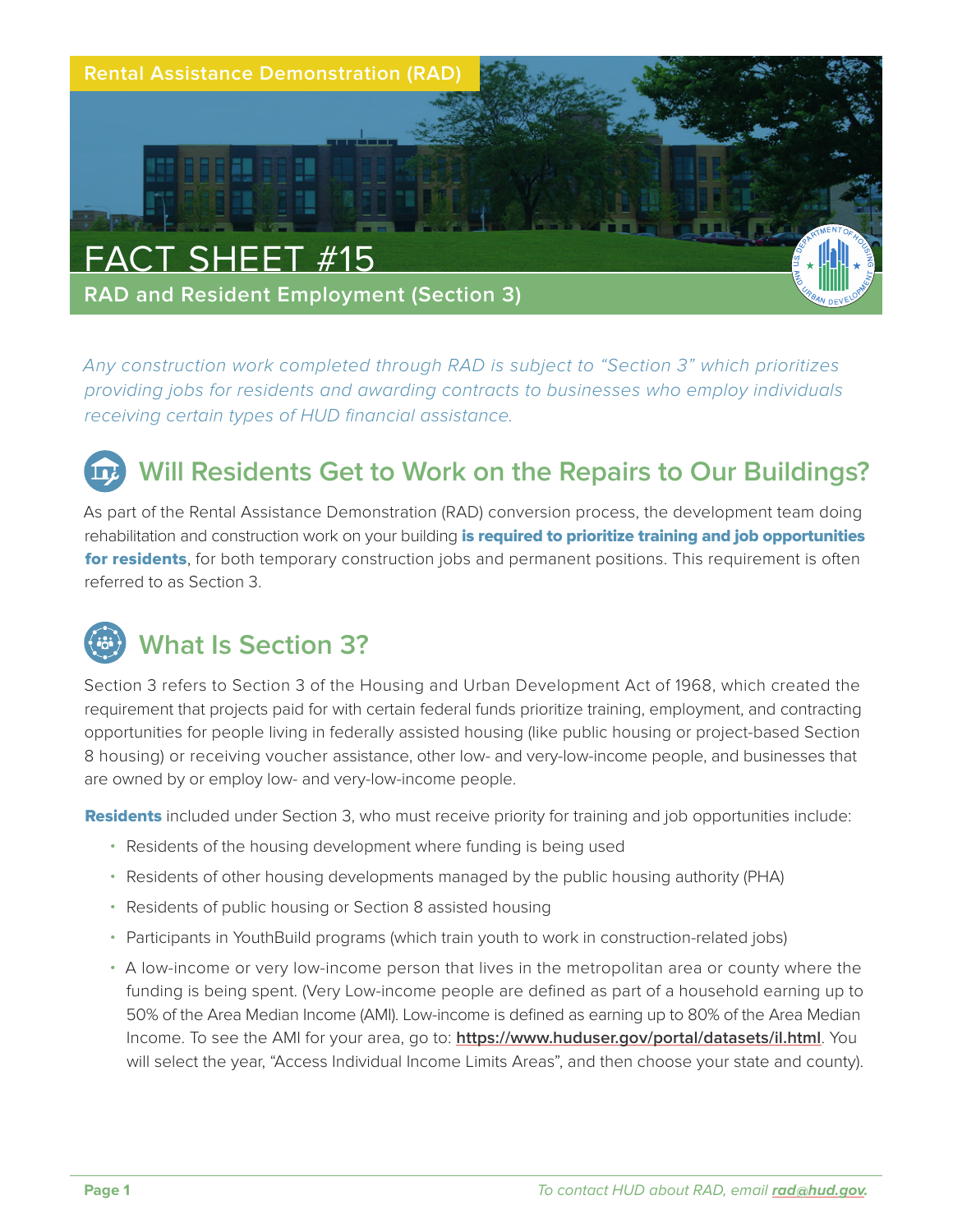Rental Assistance Demonstration (RAD)

# FACT SHEET #15

**RAD and Resident Employment (Section 3)**

*Any construction work completed through RAD is subject to "Section 3" which prioritizes providing jobs for residents and awarding contracts to businesses who employ individuals receiving certain types of HUD financial assistance.*

## Will Residents Get to Work on the Repairs to Our Buildings?

As part of the Rental Assistance Demonstration (RAD) conversion process, the development team doing rehabilitation and construction work on your building **is required to prioritize training and job opportunities for residents**, for both temporary construction jobs and permanent positions. This requirement is often referred to as Section 3.

## What Is Section 3?

Section 3 refers to Section 3 of the Housing and Urban Development Act of 1968, which created the requirement that projects paid for with certain federal funds prioritize training, employment, and contracting opportunities for people living in federally assisted housing (like public housing or project-based Section 8 housing) or receiving voucher assistance, other low- and very-low-income people, and businesses that are owned by or employ low- and very-low-income people.

**Residents** included under Section 3, who must receive priority for training and job opportunities include:

- Residents of the housing development where funding is being used
- Residents of other housing developments managed by the public housing authority (PHA)
- Residents of public housing or Section 8 assisted housing
- Participants in YouthBuild programs (which train youth to work in construction-related jobs)
- A low-income or very low-income person that lives in the metropolitan area or county where the funding is being spent. (Very Low-income people are defined as part of a household earning up to 50% of the Area Median Income (AMI). Low-income is defined as earning up to 80% of the Area Median Income. To see the AMI for your area, go to: **https://www.huduser.gov/portal/datasets/il.html**. You will select the year, "Access Individual Income Limits Areas", and then choose your state and county).

*To contact HUD about RAD, email **rad@hud.gov**.*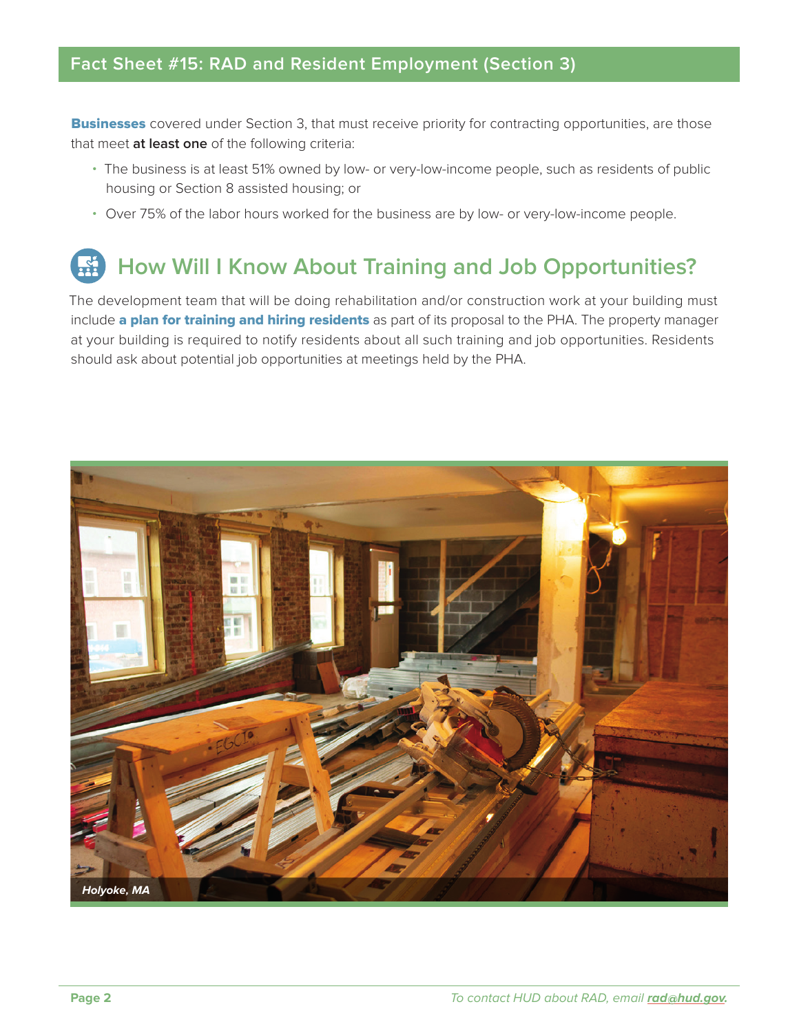**Businesses** covered under Section 3, that must receive priority for contracting opportunities, are those that meet **at least one** of the following criteria:

- The business is at least 51% owned by low- or very-low-income people, such as residents of public housing or Section 8 assisted housing; or
- Over 75% of the labor hours worked for the business are by low- or very-low-income people.

## How Will I Know About Training and Job Opportunities?

The development team that will be doing rehabilitation and/or construction work at your building must include **a plan for training and hiring residents** as part of its proposal to the PHA. The property manager at your building is required to notify residents about all such training and job opportunities. Residents should ask about potential job opportunities at meetings held by the PHA.

*Holyoke, MA*